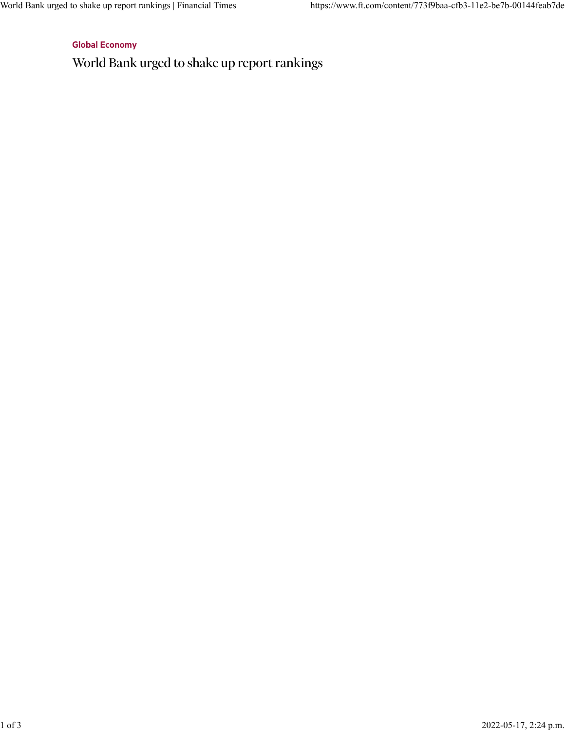Global Economy

# World Bank urged to shake up report rankings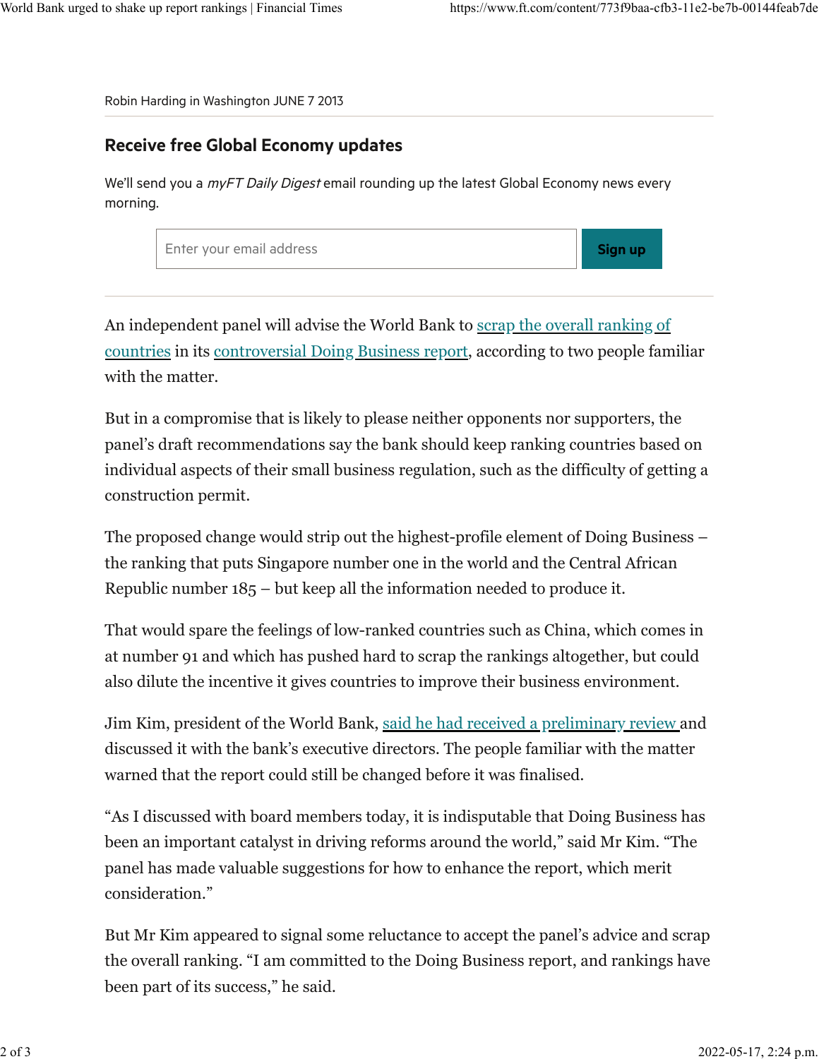Robin Harding in Washington JUNE 7 2013

## Receive free Global Economy updates

We'll send you a *myFT Daily Digest* email rounding up the latest Global Economy news every morning.

An independent panel will advise the World Bank to scrap the overall ranking of countries in its controversial Doing Business report, according to two people familiar with the matter.

But in a compromise that is likely to please neither opponents nor supporters, the panel's draft recommendations say the bank should keep ranking countries based on individual aspects of their small business regulation, such as the difficulty of getting a construction permit.

The proposed change would strip out the highest-profile element of Doing Business – the ranking that puts Singapore number one in the world and the Central African Republic number 185 – but keep all the information needed to produce it.

That would spare the feelings of low-ranked countries such as China, which comes in at number 91 and which has pushed hard to scrap the rankings altogether, but could also dilute the incentive it gives countries to improve their business environment.

Jim Kim, president of the World Bank, said he had received a preliminary review and discussed it with the bank's executive directors. The people familiar with the matter warned that the report could still be changed before it was finalised.

"As I discussed with board members today, it is indisputable that Doing Business has been an important catalyst in driving reforms around the world," said Mr Kim. "The panel has made valuable suggestions for how to enhance the report, which merit consideration."

But Mr Kim appeared to signal some reluctance to accept the panel's advice and scrap the overall ranking. "I am committed to the Doing Business report, and rankings have been part of its success," he said.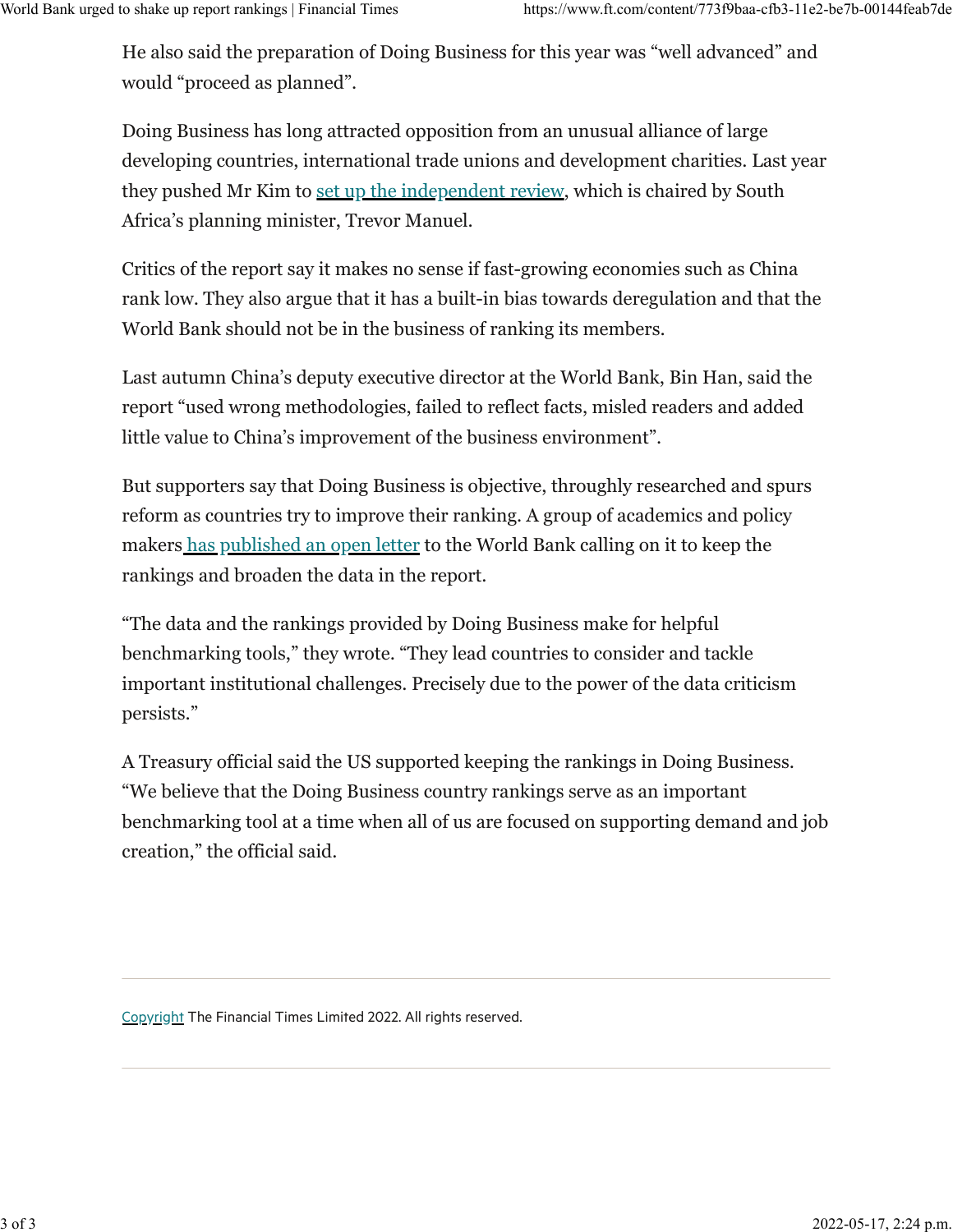He also said the preparation of Doing Business for this year was "well advanced" and would "proceed as planned".

Doing Business has long attracted opposition from an unusual alliance of large developing countries, international trade unions and development charities. Last year they pushed Mr Kim to set up the independent review, which is chaired by South Africa's planning minister, Trevor Manuel.

Critics of the report say it makes no sense if fast-growing economies such as China rank low. They also argue that it has a built-in bias towards deregulation and that the World Bank should not be in the business of ranking its members.

Last autumn China's deputy executive director at the World Bank, Bin Han, said the report "used wrong methodologies, failed to reflect facts, misled readers and added little value to China's improvement of the business environment".

But supporters say that Doing Business is objective, throughly researched and spurs reform as countries try to improve their ranking. A group of academics and policy makers has published an open letter to the World Bank calling on it to keep the rankings and broaden the data in the report.

"The data and the rankings provided by Doing Business make for helpful benchmarking tools," they wrote. "They lead countries to consider and tackle important institutional challenges. Precisely due to the power of the data criticism persists."

A Treasury official said the US supported keeping the rankings in Doing Business. "We believe that the Doing Business country rankings serve as an important benchmarking tool at a time when all of us are focused on supporting demand and job creation," the official said.

---

Copyright The Financial Times Limited 2022. All rights reserved.